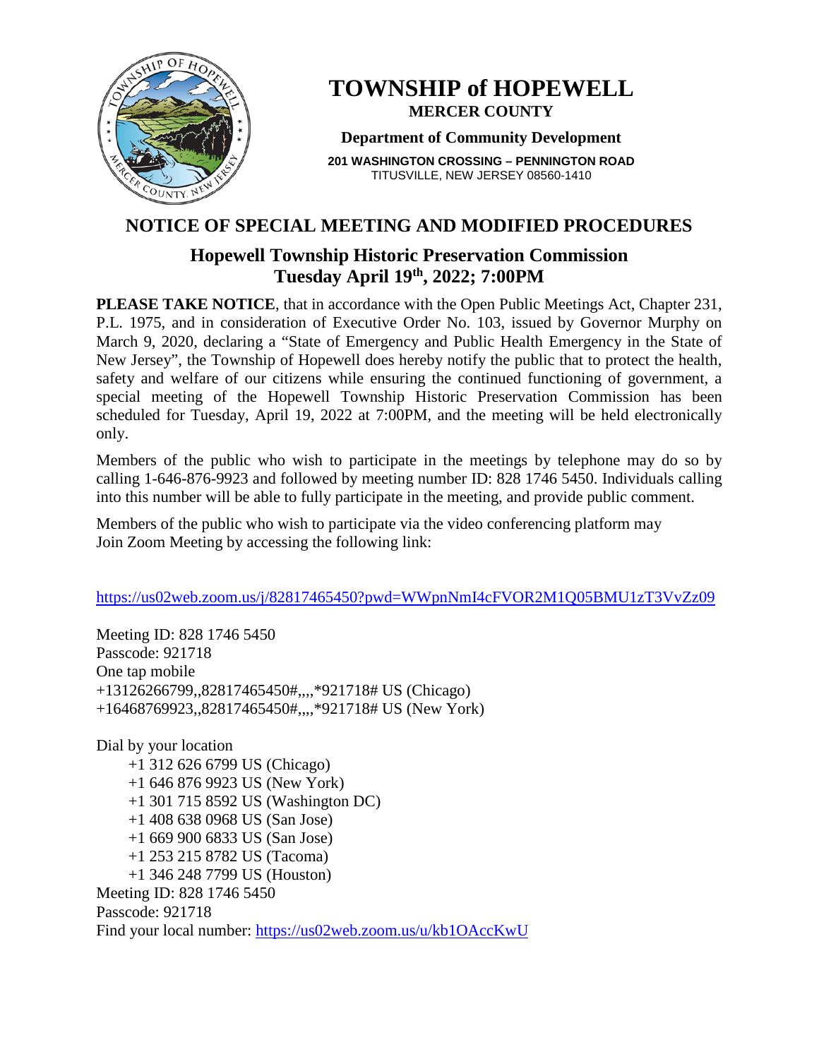# TOWNSHIP of HOPEWELL

**MERCER COUNTY**

**Department of Community Development**

**201 WASHINGTON CROSSING – PENNINGTON ROAD**
TITUSVILLE, NEW JERSEY 08560-1410

## NOTICE OF SPECIAL MEETING AND MODIFIED PROCEDURES

### Hopewell Township Historic Preservation Commission
### Tuesday April 19th, 2022; 7:00PM

**PLEASE TAKE NOTICE**, that in accordance with the Open Public Meetings Act, Chapter 231, P.L. 1975, and in consideration of Executive Order No. 103, issued by Governor Murphy on March 9, 2020, declaring a "State of Emergency and Public Health Emergency in the State of New Jersey", the Township of Hopewell does hereby notify the public that to protect the health, safety and welfare of our citizens while ensuring the continued functioning of government, a special meeting of the Hopewell Township Historic Preservation Commission has been scheduled for Tuesday, April 19, 2022 at 7:00PM, and the meeting will be held electronically only.

Members of the public who wish to participate in the meetings by telephone may do so by calling 1-646-876-9923 and followed by meeting number ID: 828 1746 5450. Individuals calling into this number will be able to fully participate in the meeting, and provide public comment.

Members of the public who wish to participate via the video conferencing platform may Join Zoom Meeting by accessing the following link:

https://us02web.zoom.us/j/82817465450?pwd=WWpnNmI4cFVOR2M1Q05BMU1zT3VvZz09

Meeting ID: 828 1746 5450
Passcode: 921718
One tap mobile
+13126266799,,82817465450#,,,,*921718# US (Chicago)
+16468769923,,82817465450#,,,,*921718# US (New York)

Dial by your location
- +1 312 626 6799 US (Chicago)
- +1 646 876 9923 US (New York)
- +1 301 715 8592 US (Washington DC)
- +1 408 638 0968 US (San Jose)
- +1 669 900 6833 US (San Jose)
- +1 253 215 8782 US (Tacoma)
- +1 346 248 7799 US (Houston)

Meeting ID: 828 1746 5450
Passcode: 921718
Find your local number: https://us02web.zoom.us/u/kb1OAccKwU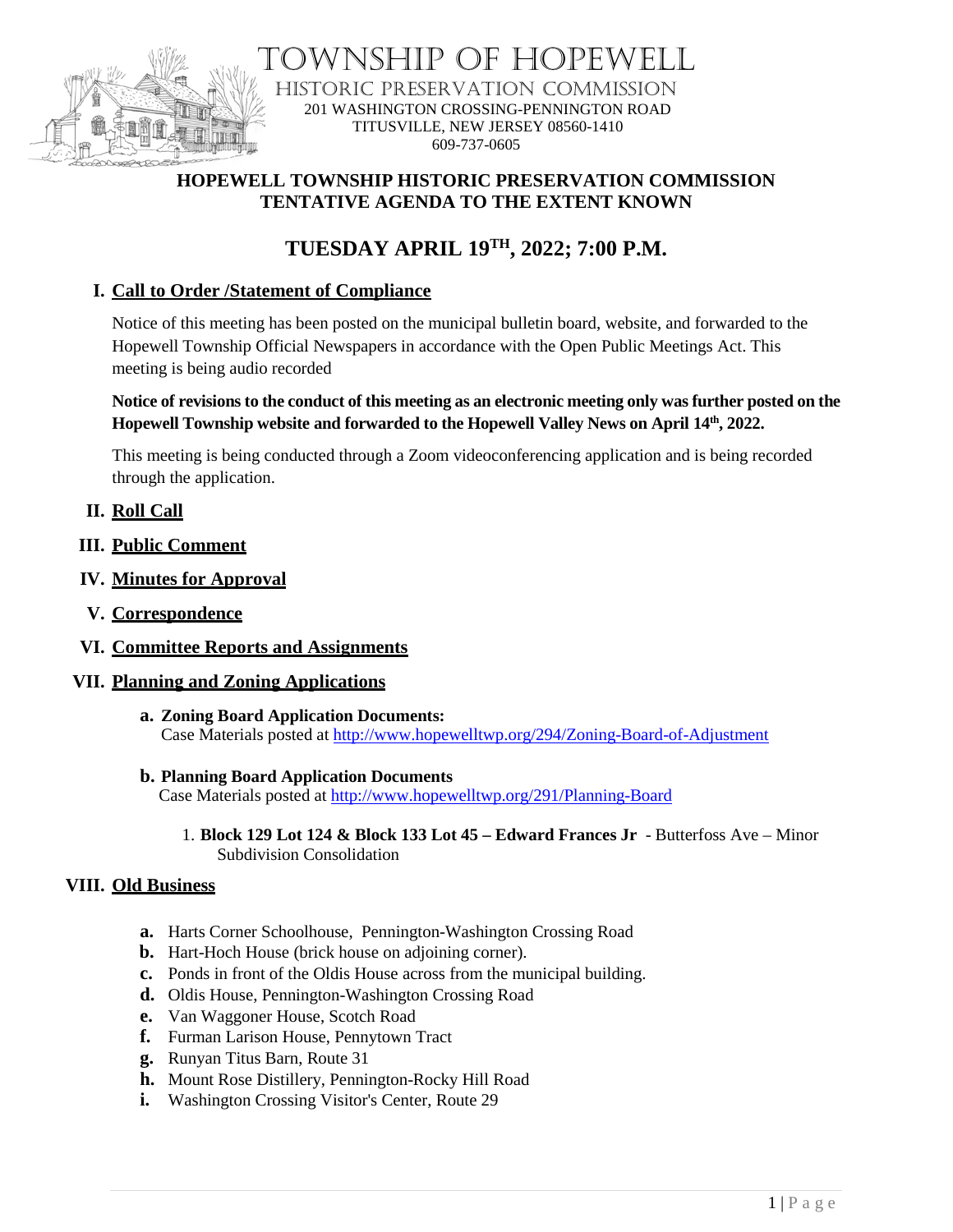# TOWNSHIP OF HOPEWELL

## HISTORIC PRESERVATION COMMISSION

201 WASHINGTON CROSSING-PENNINGTON ROAD
TITUSVILLE, NEW JERSEY 08560-1410
609-737-0605

**HOPEWELL TOWNSHIP HISTORIC PRESERVATION COMMISSION**
**TENTATIVE AGENDA TO THE EXTENT KNOWN**

## TUESDAY APRIL 19TH, 2022; 7:00 P.M.

### I. Call to Order /Statement of Compliance

Notice of this meeting has been posted on the municipal bulletin board, website, and forwarded to the Hopewell Township Official Newspapers in accordance with the Open Public Meetings Act. This meeting is being audio recorded

**Notice of revisions to the conduct of this meeting as an electronic meeting only was further posted on the Hopewell Township website and forwarded to the Hopewell Valley News on April 14th, 2022.**

This meeting is being conducted through a Zoom videoconferencing application and is being recorded through the application.

### II. Roll Call

### III. Public Comment

### IV. Minutes for Approval

### V. Correspondence

### VI. Committee Reports and Assignments

### VII. Planning and Zoning Applications

**a. Zoning Board Application Documents:**
Case Materials posted at http://www.hopewelltwp.org/294/Zoning-Board-of-Adjustment

**b. Planning Board Application Documents**
Case Materials posted at http://www.hopewelltwp.org/291/Planning-Board

1. **Block 129 Lot 124 & Block 133 Lot 45 – Edward Frances Jr** - Butterfoss Ave – Minor Subdivision Consolidation

### VIII. Old Business

- **a.** Harts Corner Schoolhouse, Pennington-Washington Crossing Road
- **b.** Hart-Hoch House (brick house on adjoining corner).
- **c.** Ponds in front of the Oldis House across from the municipal building.
- **d.** Oldis House, Pennington-Washington Crossing Road
- **e.** Van Waggoner House, Scotch Road
- **f.** Furman Larison House, Pennytown Tract
- **g.** Runyan Titus Barn, Route 31
- **h.** Mount Rose Distillery, Pennington-Rocky Hill Road
- **i.** Washington Crossing Visitor's Center, Route 29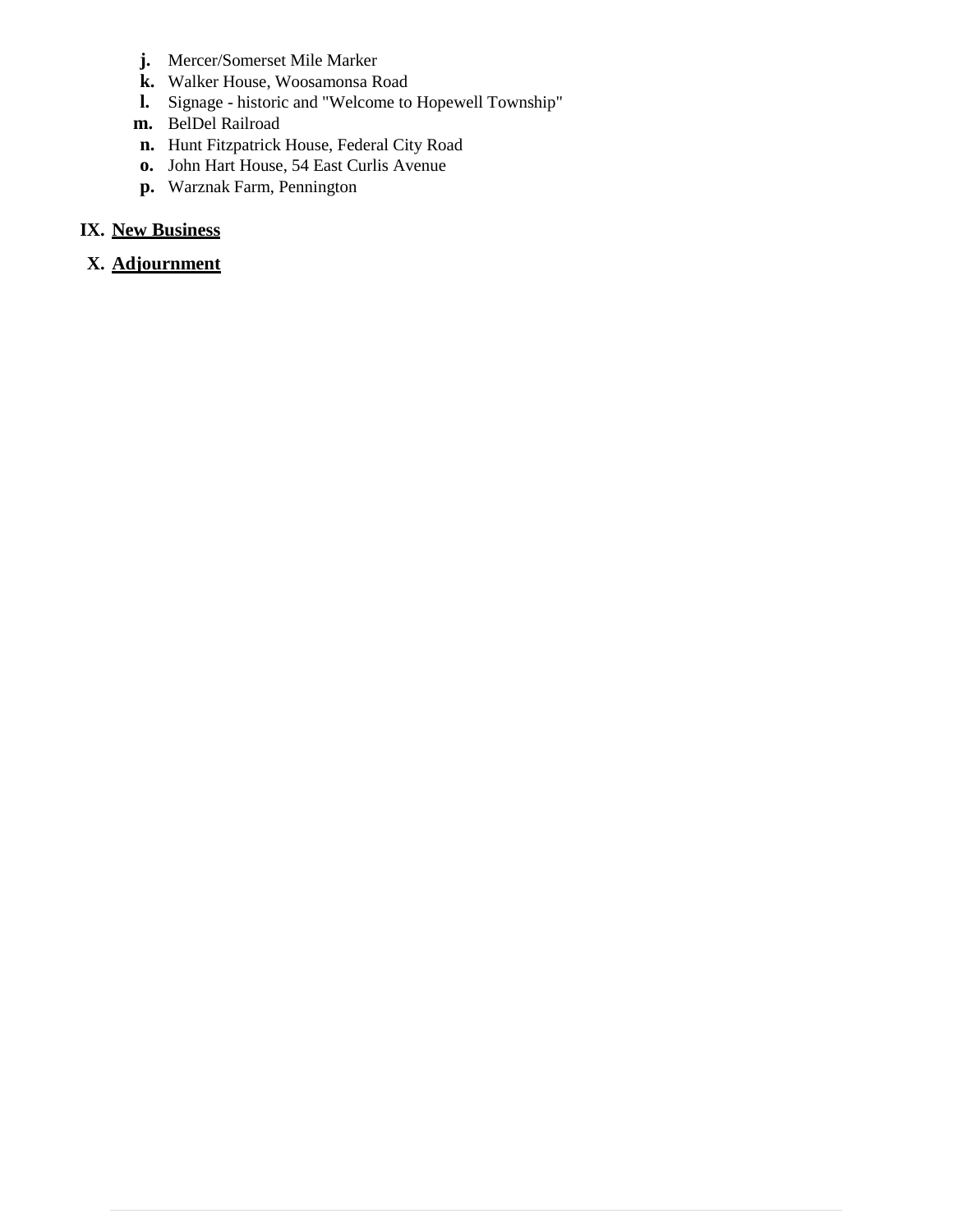- **j.** Mercer/Somerset Mile Marker
- **k.** Walker House, Woosamonsa Road
- **l.** Signage - historic and "Welcome to Hopewell Township"
- **m.** BelDel Railroad
- **n.** Hunt Fitzpatrick House, Federal City Road
- **o.** John Hart House, 54 East Curlis Avenue
- **p.** Warznak Farm, Pennington

## IX. New Business

## X. Adjournment